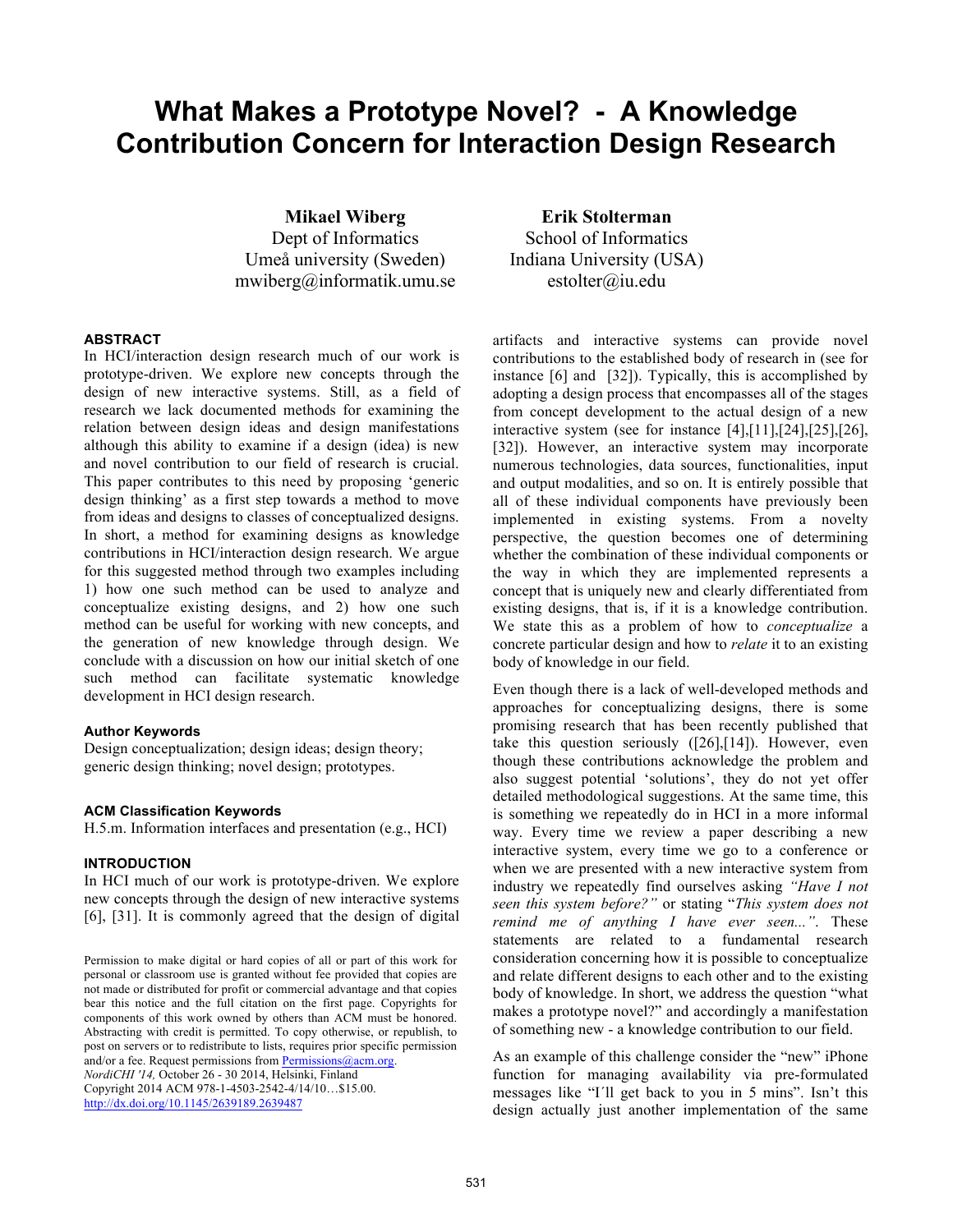# What Makes a Prototype Novel? - A Knowledge Contribution Concern for Interaction Design Research

**Mikael Wiberg**
Dept of Informatics
Umeå university (Sweden)
mwiberg@informatik.umu.se

**Erik Stolterman**
School of Informatics
Indiana University (USA)
estolter@iu.edu

### ABSTRACT

In HCI/interaction design research much of our work is prototype-driven. We explore new concepts through the design of new interactive systems. Still, as a field of research we lack documented methods for examining the relation between design ideas and design manifestations although this ability to examine if a design (idea) is new and novel contribution to our field of research is crucial. This paper contributes to this need by proposing 'generic design thinking' as a first step towards a method to move from ideas and designs to classes of conceptualized designs. In short, a method for examining designs as knowledge contributions in HCI/interaction design research. We argue for this suggested method through two examples including 1) how one such method can be used to analyze and conceptualize existing designs, and 2) how one such method can be useful for working with new concepts, and the generation of new knowledge through design. We conclude with a discussion on how our initial sketch of one such method can facilitate systematic knowledge development in HCI design research.

### Author Keywords

Design conceptualization; design ideas; design theory; generic design thinking; novel design; prototypes.

### ACM Classification Keywords

H.5.m. Information interfaces and presentation (e.g., HCI)

### INTRODUCTION

In HCI much of our work is prototype-driven. We explore new concepts through the design of new interactive systems [6], [31]. It is commonly agreed that the design of digital artifacts and interactive systems can provide novel contributions to the established body of research in (see for instance [6] and [32]). Typically, this is accomplished by adopting a design process that encompasses all of the stages from concept development to the actual design of a new interactive system (see for instance [4],[11],[24],[25],[26],[32]). However, an interactive system may incorporate numerous technologies, data sources, functionalities, input and output modalities, and so on. It is entirely possible that all of these individual components have previously been implemented in existing systems. From a novelty perspective, the question becomes one of determining whether the combination of these individual components or the way in which they are implemented represents a concept that is uniquely new and clearly differentiated from existing designs, that is, if it is a knowledge contribution. We state this as a problem of how to *conceptualize* a concrete particular design and how to *relate* it to an existing body of knowledge in our field.

Permission to make digital or hard copies of all or part of this work for personal or classroom use is granted without fee provided that copies are not made or distributed for profit or commercial advantage and that copies bear this notice and the full citation on the first page. Copyrights for components of this work owned by others than ACM must be honored. Abstracting with credit is permitted. To copy otherwise, or republish, to post on servers or to redistribute to lists, requires prior specific permission and/or a fee. Request permissions from Permissions@acm.org.
*NordiCHI '14,* October 26 - 30 2014, Helsinki, Finland
Copyright 2014 ACM 978-1-4503-2542-4/14/10…$15.00.
http://dx.doi.org/10.1145/2639189.2639487

Even though there is a lack of well-developed methods and approaches for conceptualizing designs, there is some promising research that has been recently published that take this question seriously ([26],[14]). However, even though these contributions acknowledge the problem and also suggest potential 'solutions', they do not yet offer detailed methodological suggestions. At the same time, this is something we repeatedly do in HCI in a more informal way. Every time we review a paper describing a new interactive system, every time we go to a conference or when we are presented with a new interactive system from industry we repeatedly find ourselves asking *"Have I not seen this system before?"* or stating "*This system does not remind me of anything I have ever seen...*". These statements are related to a fundamental research consideration concerning how it is possible to conceptualize and relate different designs to each other and to the existing body of knowledge in our field. In short, we address the question "what makes a prototype novel?" and accordingly a manifestation of something new - a knowledge contribution to our field.

As an example of this challenge consider the "new" iPhone function for managing availability via pre-formulated messages like "I´ll get back to you in 5 mins". Isn't this design actually just another implementation of the same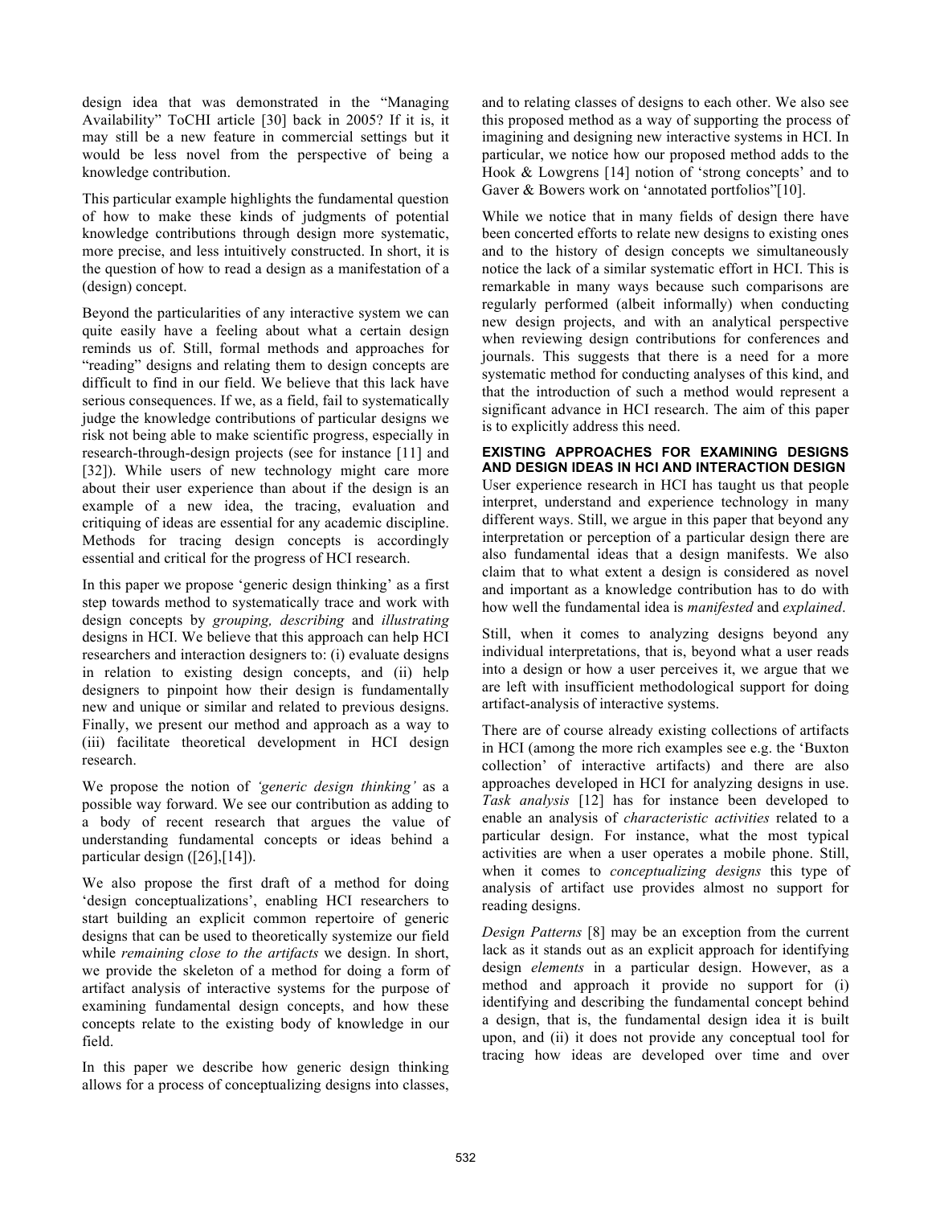design idea that was demonstrated in the "Managing Availability" ToCHI article [30] back in 2005? If it is, it may still be a new feature in commercial settings but it would be less novel from the perspective of being a knowledge contribution.

This particular example highlights the fundamental question of how to make these kinds of judgments of potential knowledge contributions through design more systematic, more precise, and less intuitively constructed. In short, it is the question of how to read a design as a manifestation of a (design) concept.

Beyond the particularities of any interactive system we can quite easily have a feeling about what a certain design reminds us of. Still, formal methods and approaches for "reading" designs and relating them to design concepts are difficult to find in our field. We believe that this lack have serious consequences. If we, as a field, fail to systematically judge the knowledge contributions of particular designs we risk not being able to make scientific progress, especially in research-through-design projects (see for instance [11] and [32]). While users of new technology might care more about their user experience than about if the design is an example of a new idea, the tracing, evaluation and critiquing of ideas are essential for any academic discipline. Methods for tracing design concepts is accordingly essential and critical for the progress of HCI research.

In this paper we propose 'generic design thinking' as a first step towards method to systematically trace and work with design concepts by *grouping, describing* and *illustrating* designs in HCI. We believe that this approach can help HCI researchers and interaction designers to: (i) evaluate designs in relation to existing design concepts, and (ii) help designers to pinpoint how their design is fundamentally new and unique or similar and related to previous designs. Finally, we present our method and approach as a way to (iii) facilitate theoretical development in HCI design research.

We propose the notion of *'generic design thinking'* as a possible way forward. We see our contribution as adding to a body of recent research that argues the value of understanding fundamental concepts or ideas behind a particular design ([26],[14]).

We also propose the first draft of a method for doing 'design conceptualizations', enabling HCI researchers to start building an explicit common repertoire of generic designs that can be used to theoretically systemize our field while *remaining close to the artifacts* we design. In short, we provide the skeleton of a method for doing a form of artifact analysis of interactive systems for the purpose of examining fundamental design concepts, and how these concepts relate to the existing body of knowledge in our field.

In this paper we describe how generic design thinking allows for a process of conceptualizing designs into classes, and to relating classes of designs to each other. We also see this proposed method as a way of supporting the process of imagining and designing new interactive systems in HCI. In particular, we notice how our proposed method adds to the Hook & Lowgrens [14] notion of 'strong concepts' and to Gaver & Bowers work on 'annotated portfolios"[10].

While we notice that in many fields of design there have been concerted efforts to relate new designs to existing ones and to the history of design concepts we simultaneously notice the lack of a similar systematic effort in HCI. This is remarkable in many ways because such comparisons are regularly performed (albeit informally) when conducting new design projects, and with an analytical perspective when reviewing design contributions for conferences and journals. This suggests that there is a need for a more systematic method for conducting analyses of this kind, and that the introduction of such a method would represent a significant advance in HCI research. The aim of this paper is to explicitly address this need.

## EXISTING APPROACHES FOR EXAMINING DESIGNS AND DESIGN IDEAS IN HCI AND INTERACTION DESIGN

User experience research in HCI has taught us that people interpret, understand and experience technology in many different ways. Still, we argue in this paper that beyond any interpretation or perception of a particular design there are also fundamental ideas that a design manifests. We also claim that to what extent a design is considered as novel and important as a knowledge contribution has to do with how well the fundamental idea is *manifested* and *explained*.

Still, when it comes to analyzing designs beyond any individual interpretations, that is, beyond what a user reads into a design or how a user perceives it, we argue that we are left with insufficient methodological support for doing artifact-analysis of interactive systems.

There are of course already existing collections of artifacts in HCI (among the more rich examples see e.g. the 'Buxton collection' of interactive artifacts) and there are also approaches developed in HCI for analyzing designs in use. *Task analysis* [12] has for instance been developed to enable an analysis of *characteristic activities* related to a particular design. For instance, what the most typical activities are when a user operates a mobile phone. Still, when it comes to *conceptualizing designs* this type of analysis of artifact use provides almost no support for reading designs.

*Design Patterns* [8] may be an exception from the current lack as it stands out as an explicit approach for identifying design *elements* in a particular design. However, as a method and approach it provide no support for (i) identifying and describing the fundamental concept behind a design, that is, the fundamental design idea it is built upon, and (ii) it does not provide any conceptual tool for tracing how ideas are developed over time and over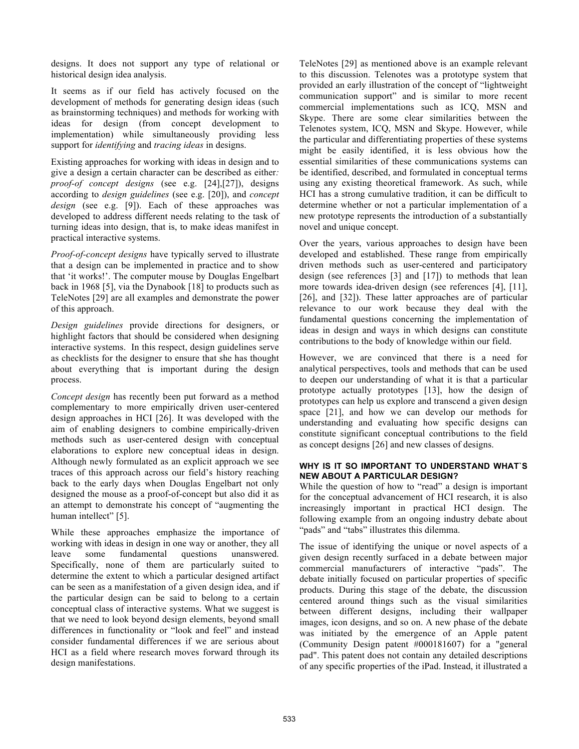designs. It does not support any type of relational or historical design idea analysis.

It seems as if our field has actively focused on the development of methods for generating design ideas (such as brainstorming techniques) and methods for working with ideas for design (from concept development to implementation) while simultaneously providing less support for *identifying* and *tracing ideas* in designs.

Existing approaches for working with ideas in design and to give a design a certain character can be described as either*:* *proof-of concept designs* (see e.g. [24],[27]), designs according to *design guidelines* (see e.g. [20]), and *concept design* (see e.g. [9]). Each of these approaches was developed to address different needs relating to the task of turning ideas into design, that is, to make ideas manifest in practical interactive systems.

*Proof-of-concept designs* have typically served to illustrate that a design can be implemented in practice and to show that 'it works!'. The computer mouse by Douglas Engelbart back in 1968 [5], via the Dynabook [18] to products such as TeleNotes [29] are all examples and demonstrate the power of this approach.

*Design guidelines* provide directions for designers, or highlight factors that should be considered when designing interactive systems. In this respect, design guidelines serve as checklists for the designer to ensure that she has thought about everything that is important during the design process.

*Concept design* has recently been put forward as a method complementary to more empirically driven user-centered design approaches in HCI [26]. It was developed with the aim of enabling designers to combine empirically-driven methods such as user-centered design with conceptual elaborations to explore new conceptual ideas in design. Although newly formulated as an explicit approach we see traces of this approach across our field's history reaching back to the early days when Douglas Engelbart not only designed the mouse as a proof-of-concept but also did it as an attempt to demonstrate his concept of "augmenting the human intellect" [5].

While these approaches emphasize the importance of working with ideas in design in one way or another, they all leave some fundamental questions unanswered. Specifically, none of them are particularly suited to determine the extent to which a particular designed artifact can be seen as a manifestation of a given design idea, and if the particular design can be said to belong to a certain conceptual class of interactive systems. What we suggest is that we need to look beyond design elements, beyond small differences in functionality or "look and feel" and instead consider fundamental differences if we are serious about HCI as a field where research moves forward through its design manifestations.

TeleNotes [29] as mentioned above is an example relevant to this discussion. Telenotes was a prototype system that provided an early illustration of the concept of "lightweight communication support" and is similar to more recent commercial implementations such as ICQ, MSN and Skype. There are some clear similarities between the Telenotes system, ICQ, MSN and Skype. However, while the particular and differentiating properties of these systems might be easily identified, it is less obvious how the essential similarities of these communications systems can be identified, described, and formulated in conceptual terms using any existing theoretical framework. As such, while HCI has a strong cumulative tradition, it can be difficult to determine whether or not a particular implementation of a new prototype represents the introduction of a substantially novel and unique concept.

Over the years, various approaches to design have been developed and established. These range from empirically driven methods such as user-centered and participatory design (see references [3] and [17]) to methods that lean more towards idea-driven design (see references [4], [11], [26], and [32]). These latter approaches are of particular relevance to our work because they deal with the fundamental questions concerning the implementation of ideas in design and ways in which designs can constitute contributions to the body of knowledge within our field.

However, we are convinced that there is a need for analytical perspectives, tools and methods that can be used to deepen our understanding of what it is that a particular prototype actually prototypes [13], how the design of prototypes can help us explore and transcend a given design space [21], and how we can develop our methods for understanding and evaluating how specific designs can constitute significant conceptual contributions to the field as concept designs [26] and new classes of designs.

## WHY IS IT SO IMPORTANT TO UNDERSTAND WHAT`S NEW ABOUT A PARTICULAR DESIGN?

While the question of how to "read" a design is important for the conceptual advancement of HCI research, it is also increasingly important in practical HCI design. The following example from an ongoing industry debate about "pads" and "tabs" illustrates this dilemma.

The issue of identifying the unique or novel aspects of a given design recently surfaced in a debate between major commercial manufacturers of interactive "pads". The debate initially focused on particular properties of specific products. During this stage of the debate, the discussion centered around things such as the visual similarities between different designs, including their wallpaper images, icon designs, and so on. A new phase of the debate was initiated by the emergence of an Apple patent (Community Design patent #000181607) for a "general pad". This patent does not contain any detailed descriptions of any specific properties of the iPad. Instead, it illustrated a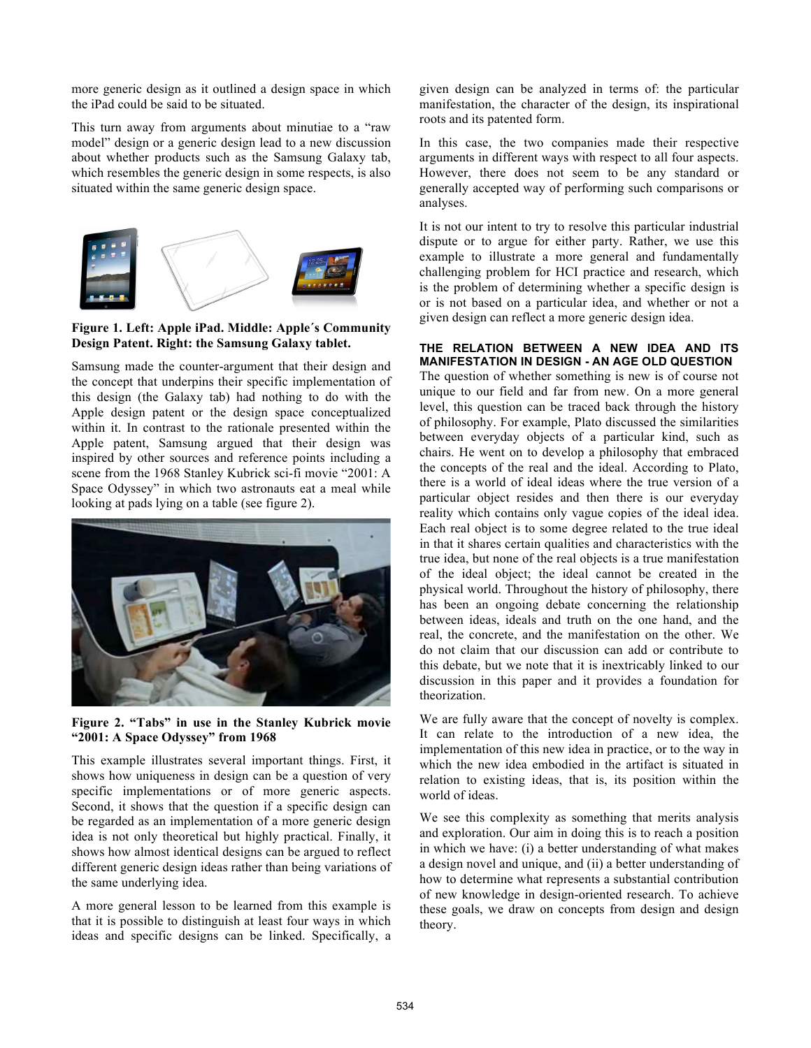more generic design as it outlined a design space in which the iPad could be said to be situated.

This turn away from arguments about minutiae to a "raw model" design or a generic design lead to a new discussion about whether products such as the Samsung Galaxy tab, which resembles the generic design in some respects, is also situated within the same generic design space.

**Figure 1. Left: Apple iPad. Middle: Apple´s Community Design Patent. Right: the Samsung Galaxy tablet.**

Samsung made the counter-argument that their design and the concept that underpins their specific implementation of this design (the Galaxy tab) had nothing to do with the Apple design patent or the design space conceptualized within it. In contrast to the rationale presented within the Apple patent, Samsung argued that their design was inspired by other sources and reference points including a scene from the 1968 Stanley Kubrick sci-fi movie "2001: A Space Odyssey" in which two astronauts eat a meal while looking at pads lying on a table (see figure 2).

**Figure 2. "Tabs" in use in the Stanley Kubrick movie "2001: A Space Odyssey" from 1968**

This example illustrates several important things. First, it shows how uniqueness in design can be a question of very specific implementations or of more generic aspects. Second, it shows that the question if a specific design can be regarded as an implementation of a more generic design idea is not only theoretical but highly practical. Finally, it shows how almost identical designs can be argued to reflect different generic design ideas rather than being variations of the same underlying idea.

A more general lesson to be learned from this example is that it is possible to distinguish at least four ways in which ideas and specific designs can be linked. Specifically, a given design can be analyzed in terms of: the particular manifestation, the character of the design, its inspirational roots and its patented form.

In this case, the two companies made their respective arguments in different ways with respect to all four aspects. However, there does not seem to be any standard or generally accepted way of performing such comparisons or analyses.

It is not our intent to try to resolve this particular industrial dispute or to argue for either party. Rather, we use this example to illustrate a more general and fundamentally challenging problem for HCI practice and research, which is the problem of determining whether a specific design is or is not based on a particular idea, and whether or not a given design can reflect a more generic design idea.

## THE RELATION BETWEEN A NEW IDEA AND ITS MANIFESTATION IN DESIGN - AN AGE OLD QUESTION

The question of whether something is new is of course not unique to our field and far from new. On a more general level, this question can be traced back through the history of philosophy. For example, Plato discussed the similarities between everyday objects of a particular kind, such as chairs. He went on to develop a philosophy that embraced the concepts of the real and the ideal. According to Plato, there is a world of ideal ideas where the true version of a particular object resides and then there is our everyday reality which contains only vague copies of the ideal idea. Each real object is to some degree related to the true ideal in that it shares certain qualities and characteristics with the true idea, but none of the real objects is a true manifestation of the ideal object; the ideal cannot be created in the physical world. Throughout the history of philosophy, there has been an ongoing debate concerning the relationship between ideas, ideals and truth on the one hand, and the real, the concrete, and the manifestation on the other. We do not claim that our discussion can add or contribute to this debate, but we note that it is inextricably linked to our discussion in this paper and it provides a foundation for theorization.

We are fully aware that the concept of novelty is complex. It can relate to the introduction of a new idea, the implementation of this new idea in practice, or to the way in which the new idea embodied in the artifact is situated in relation to existing ideas, that is, its position within the world of ideas.

We see this complexity as something that merits analysis and exploration. Our aim in doing this is to reach a position in which we have: (i) a better understanding of what makes a design novel and unique, and (ii) a better understanding of how to determine what represents a substantial contribution of new knowledge in design-oriented research. To achieve these goals, we draw on concepts from design and design theory.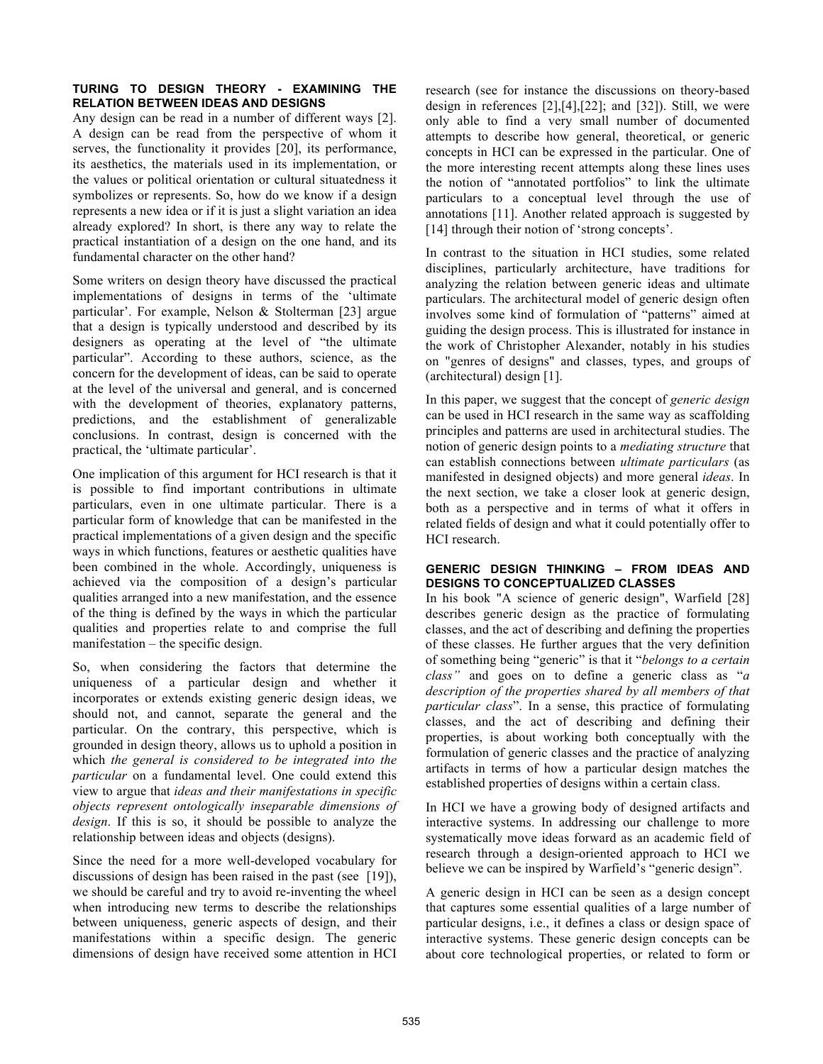## TURING TO DESIGN THEORY - EXAMINING THE RELATION BETWEEN IDEAS AND DESIGNS

Any design can be read in a number of different ways [2]. A design can be read from the perspective of whom it serves, the functionality it provides [20], its performance, its aesthetics, the materials used in its implementation, or the values or political orientation or cultural situatedness it symbolizes or represents. So, how do we know if a design represents a new idea or if it is just a slight variation an idea already explored? In short, is there any way to relate the practical instantiation of a design on the one hand, and its fundamental character on the other hand?

Some writers on design theory have discussed the practical implementations of designs in terms of the 'ultimate particular'. For example, Nelson & Stolterman [23] argue that a design is typically understood and described by its designers as operating at the level of "the ultimate particular". According to these authors, science, as the concern for the development of ideas, can be said to operate at the level of the universal and general, and is concerned with the development of theories, explanatory patterns, predictions, and the establishment of generalizable conclusions. In contrast, design is concerned with the practical, the 'ultimate particular'.

One implication of this argument for HCI research is that it is possible to find important contributions in ultimate particulars, even in one ultimate particular. There is a particular form of knowledge that can be manifested in the practical implementations of a given design and the specific ways in which functions, features or aesthetic qualities have been combined in the whole. Accordingly, uniqueness is achieved via the composition of a design's particular qualities arranged into a new manifestation, and the essence of the thing is defined by the ways in which the particular qualities and properties relate to and comprise the full manifestation – the specific design.

So, when considering the factors that determine the uniqueness of a particular design and whether it incorporates or extends existing generic design ideas, we should not, and cannot, separate the general and the particular. On the contrary, this perspective, which is grounded in design theory, allows us to uphold a position in which *the general is considered to be integrated into the particular* on a fundamental level. One could extend this view to argue that *ideas and their manifestations in specific objects represent ontologically inseparable dimensions of design*. If this is so, it should be possible to analyze the relationship between ideas and objects (designs).

Since the need for a more well-developed vocabulary for discussions of design has been raised in the past (see [19]), we should be careful and try to avoid re-inventing the wheel when introducing new terms to describe the relationships between uniqueness, generic aspects of design, and their manifestations within a specific design. The generic dimensions of design have received some attention in HCI research (see for instance the discussions on theory-based design in references [2],[4],[22]; and [32]). Still, we were only able to find a very small number of documented attempts to describe how general, theoretical, or generic concepts in HCI can be expressed in the particular. One of the more interesting recent attempts along these lines uses the notion of "annotated portfolios" to link the ultimate particulars to a conceptual level through the use of annotations [11]. Another related approach is suggested by [14] through their notion of 'strong concepts'.

In contrast to the situation in HCI studies, some related disciplines, particularly architecture, have traditions for analyzing the relation between generic ideas and ultimate particulars. The architectural model of generic design often involves some kind of formulation of "patterns" aimed at guiding the design process. This is illustrated for instance in the work of Christopher Alexander, notably in his studies on "genres of designs" and classes, types, and groups of (architectural) design [1].

In this paper, we suggest that the concept of *generic design* can be used in HCI research in the same way as scaffolding principles and patterns are used in architectural studies. The notion of generic design points to a *mediating structure* that can establish connections between *ultimate particulars* (as manifested in designed objects) and more general *ideas*. In the next section, we take a closer look at generic design, both as a perspective and in terms of what it offers in related fields of design and what it could potentially offer to HCI research.

## GENERIC DESIGN THINKING – FROM IDEAS AND DESIGNS TO CONCEPTUALIZED CLASSES

In his book "A science of generic design", Warfield [28] describes generic design as the practice of formulating classes, and the act of describing and defining the properties of these classes. He further argues that the very definition of something being "generic" is that it "*belongs to a certain class"* and goes on to define a generic class as "*a description of the properties shared by all members of that particular class*". In a sense, this practice of formulating classes, and the act of describing and defining their properties, is about working both conceptually with the formulation of generic classes and the practice of analyzing artifacts in terms of how a particular design matches the established properties of designs within a certain class.

In HCI we have a growing body of designed artifacts and interactive systems. In addressing our challenge to more systematically move ideas forward as an academic field of research through a design-oriented approach to HCI we believe we can be inspired by Warfield's "generic design".

A generic design in HCI can be seen as a design concept that captures some essential qualities of a large number of particular designs, i.e., it defines a class or design space of interactive systems. These generic design concepts can be about core technological properties, or related to form or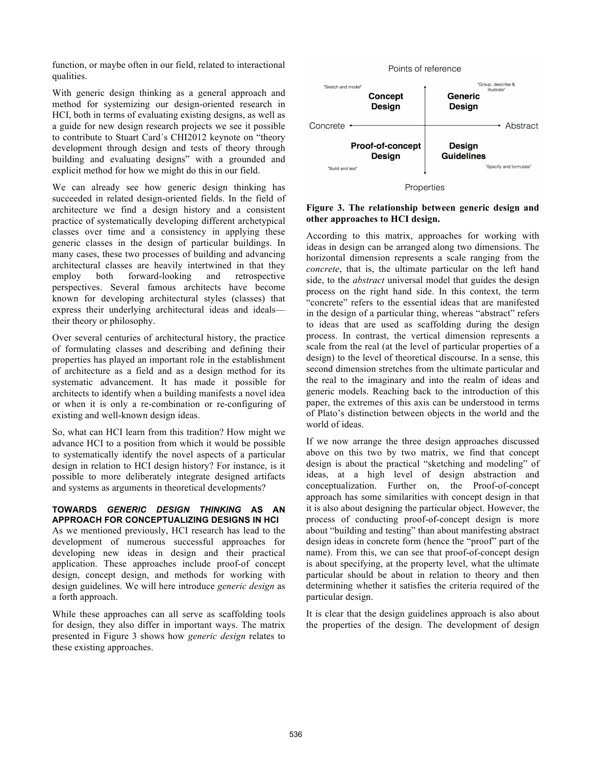function, or maybe often in our field, related to interactional qualities.

With generic design thinking as a general approach and method for systemizing our design-oriented research in HCI, both in terms of evaluating existing designs, as well as a guide for new design research projects we see it possible to contribute to Stuart Card´s CHI2012 keynote on "theory development through design and tests of theory through building and evaluating designs" with a grounded and explicit method for how we might do this in our field.

We can already see how generic design thinking has succeeded in related design-oriented fields. In the field of architecture we find a design history and a consistent practice of systematically developing different archetypical classes over time and a consistency in applying these generic classes in the design of particular buildings. In many cases, these two processes of building and advancing architectural classes are heavily intertwined in that they employ both forward-looking and retrospective perspectives. Several famous architects have become known for developing architectural styles (classes) that express their underlying architectural ideas and ideals—their theory or philosophy.

Over several centuries of architectural history, the practice of formulating classes and describing and defining their properties has played an important role in the establishment of architecture as a field and as a design method for its systematic advancement. It has made it possible for architects to identify when a building manifests a novel idea or when it is only a re-combination or re-configuring of existing and well-known design ideas.

So, what can HCI learn from this tradition? How might we advance HCI to a position from which it would be possible to systematically identify the novel aspects of a particular design in relation to HCI design history? For instance, is it possible to more deliberately integrate designed artifacts and systems as arguments in theoretical developments?

## TOWARDS *GENERIC DESIGN THINKING* AS AN APPROACH FOR CONCEPTUALIZING DESIGNS IN HCI

As we mentioned previously, HCI research has lead to the development of numerous successful approaches for developing new ideas in design and their practical application. These approaches include proof-of concept design, concept design, and methods for working with design guidelines. We will here introduce *generic design* as a forth approach.

While these approaches can all serve as scaffolding tools for design, they also differ in important ways. The matrix presented in Figure 3 shows how *generic design* relates to these existing approaches.

| | Concrete ← | → Abstract |
|---|---|---|
| **Points of reference** | "Sketch and model" **Concept Design** | "Group, describe & illustrate" **Generic Design** |
| **Properties** | "Build and test" **Proof-of-concept Design** | "Specify and formulate" **Design Guidelines** |

**Figure 3. The relationship between generic design and other approaches to HCI design.**

According to this matrix, approaches for working with ideas in design can be arranged along two dimensions. The horizontal dimension represents a scale ranging from the *concrete*, that is, the ultimate particular on the left hand side, to the *abstract* universal model that guides the design process on the right hand side. In this context, the term "concrete" refers to the essential ideas that are manifested in the design of a particular thing, whereas "abstract" refers to ideas that are used as scaffolding during the design process. In contrast, the vertical dimension represents a scale from the real (at the level of particular properties of a design) to the level of theoretical discourse. In a sense, this second dimension stretches from the ultimate particular and the real to the imaginary and into the realm of ideas and generic models. Reaching back to the introduction of this paper, the extremes of this axis can be understood in terms of Plato's distinction between objects in the world and the world of ideas.

If we now arrange the three design approaches discussed above on this two by two matrix, we find that concept design is about the practical "sketching and modeling" of ideas, at a high level of design abstraction and conceptualization. Further on, the Proof-of-concept approach has some similarities with concept design in that it is also about designing the particular object. However, the process of conducting proof-of-concept design is more about "building and testing" than about manifesting abstract design ideas in concrete form (hence the "proof" part of the name). From this, we can see that proof-of-concept design is about specifying, at the property level, what the ultimate particular should be about in relation to theory and then determining whether it satisfies the criteria required of the particular design.

It is clear that the design guidelines approach is also about the properties of the design. The development of design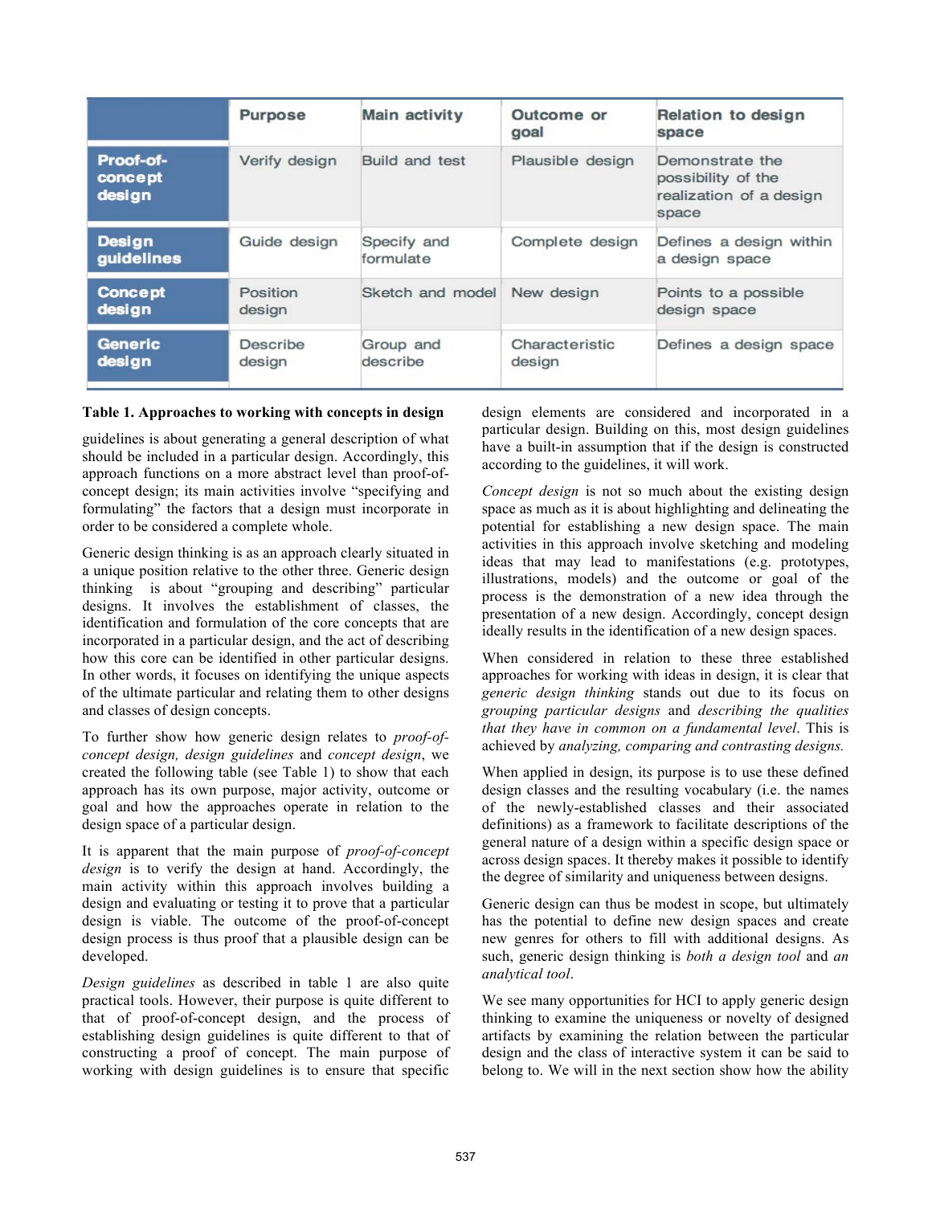| | Purpose | Main activity | Outcome or goal | Relation to design space |
|---|---|---|---|---|
| **Proof-of-concept design** | Verify design | Build and test | Plausible design | Demonstrate the possibility of the realization of a design space |
| **Design guidelines** | Guide design | Specify and formulate | Complete design | Defines a design within a design space |
| **Concept design** | Position design | Sketch and model | New design | Points to a possible design space |
| **Generic design** | Describe design | Group and describe | Characteristic design | Defines a design space |

**Table 1. Approaches to working with concepts in design**

guidelines is about generating a general description of what should be included in a particular design. Accordingly, this approach functions on a more abstract level than proof-of-concept design; its main activities involve "specifying and formulating" the factors that a design must incorporate in order to be considered a complete whole.

Generic design thinking is as an approach clearly situated in a unique position relative to the other three. Generic design thinking is about "grouping and describing" particular designs. It involves the establishment of classes, the identification and formulation of the core concepts that are incorporated in a particular design, and the act of describing how this core can be identified in other particular designs. In other words, it focuses on identifying the unique aspects of the ultimate particular and relating them to other designs and classes of design concepts.

To further show how generic design relates to *proof-of-concept design, design guidelines* and *concept design*, we created the following table (see Table 1) to show that each approach has its own purpose, major activity, outcome or goal and how the approaches operate in relation to the design space of a particular design.

It is apparent that the main purpose of *proof-of-concept design* is to verify the design at hand. Accordingly, the main activity within this approach involves building a design and evaluating or testing it to prove that a particular design is viable. The outcome of the proof-of-concept design process is thus proof that a plausible design can be developed.

*Design guidelines* as described in table 1 are also quite practical tools. However, their purpose is quite different to that of proof-of-concept design, and the process of establishing design guidelines is quite different to that of constructing a proof of concept. The main purpose of working with design guidelines is to ensure that specific design elements are considered and incorporated in a particular design. Building on this, most design guidelines have a built-in assumption that if the design is constructed according to the guidelines, it will work.

*Concept design* is not so much about the existing design space as much as it is about highlighting and delineating the potential for establishing a new design space. The main activities in this approach involve sketching and modeling ideas that may lead to manifestations (e.g. prototypes, illustrations, models) and the outcome or goal of the process is the demonstration of a new idea through the presentation of a new design. Accordingly, concept design ideally results in the identification of a new design spaces.

When considered in relation to these three established approaches for working with ideas in design, it is clear that *generic design thinking* stands out due to its focus on *grouping particular designs* and *describing the qualities that they have in common on a fundamental level*. This is achieved by *analyzing, comparing and contrasting designs.*

When applied in design, its purpose is to use these defined design classes and the resulting vocabulary (i.e. the names of the newly-established classes and their associated definitions) as a framework to facilitate descriptions of the general nature of a design within a specific design space or across design spaces. It thereby makes it possible to identify the degree of similarity and uniqueness between designs.

Generic design can thus be modest in scope, but ultimately has the potential to define new design spaces and create new genres for others to fill with additional designs. As such, generic design thinking is *both a design tool* and *an analytical tool*.

We see many opportunities for HCI to apply generic design thinking to examine the uniqueness or novelty of designed artifacts by examining the relation between the particular design and the class of interactive system it can be said to belong to. We will in the next section show how the ability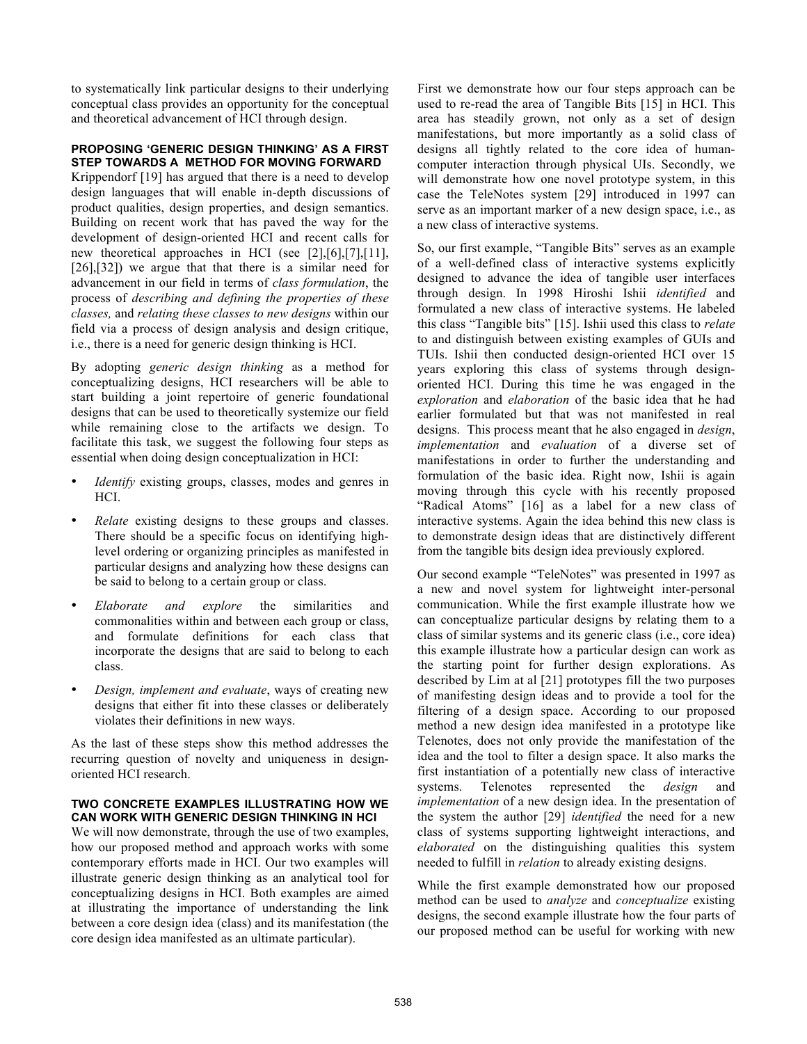to systematically link particular designs to their underlying conceptual class provides an opportunity for the conceptual and theoretical advancement of HCI through design.

## PROPOSING 'GENERIC DESIGN THINKING' AS A FIRST STEP TOWARDS A METHOD FOR MOVING FORWARD

Krippendorf [19] has argued that there is a need to develop design languages that will enable in-depth discussions of product qualities, design properties, and design semantics. Building on recent work that has paved the way for the development of design-oriented HCI and recent calls for new theoretical approaches in HCI (see [2],[6],[7],[11],[26],[32]) we argue that that there is a similar need for advancement in our field in terms of *class formulation*, the process of *describing and defining the properties of these classes,* and *relating these classes to new designs* within our field via a process of design analysis and design critique, i.e., there is a need for generic design thinking is HCI.

By adopting *generic design thinking* as a method for conceptualizing designs, HCI researchers will be able to start building a joint repertoire of generic foundational designs that can be used to theoretically systemize our field while remaining close to the artifacts we design. To facilitate this task, we suggest the following four steps as essential when doing design conceptualization in HCI:

- *Identify* existing groups, classes, modes and genres in HCI.
- *Relate* existing designs to these groups and classes. There should be a specific focus on identifying high-level ordering or organizing principles as manifested in particular designs and analyzing how these designs can be said to belong to a certain group or class.
- *Elaborate and explore* the similarities and commonalities within and between each group or class, and formulate definitions for each class that incorporate the designs that are said to belong to each class.
- *Design, implement and evaluate*, ways of creating new designs that either fit into these classes or deliberately violates their definitions in new ways.

As the last of these steps show this method addresses the recurring question of novelty and uniqueness in design-oriented HCI research.

## TWO CONCRETE EXAMPLES ILLUSTRATING HOW WE CAN WORK WITH GENERIC DESIGN THINKING IN HCI

We will now demonstrate, through the use of two examples, how our proposed method and approach works with some contemporary efforts made in HCI. Our two examples will illustrate generic design thinking as an analytical tool for conceptualizing designs in HCI. Both examples are aimed at illustrating the importance of understanding the link between a core design idea (class) and its manifestation (the core design idea manifested as an ultimate particular).

First we demonstrate how our four steps approach can be used to re-read the area of Tangible Bits [15] in HCI. This area has steadily grown, not only as a set of design manifestations, but more importantly as a solid class of designs all tightly related to the core idea of human-computer interaction through physical UIs. Secondly, we will demonstrate how one novel prototype system, in this case the TeleNotes system [29] introduced in 1997 can serve as an important marker of a new design space, i.e., as a new class of interactive systems.

So, our first example, "Tangible Bits" serves as an example of a well-defined class of interactive systems explicitly designed to advance the idea of tangible user interfaces through design. In 1998 Hiroshi Ishii *identified* and formulated a new class of interactive systems. He labeled this class "Tangible bits" [15]. Ishii used this class to *relate* to and distinguish between existing examples of GUIs and TUIs. Ishii then conducted design-oriented HCI over 15 years exploring this class of systems through design-oriented HCI. During this time he was engaged in the *exploration* and *elaboration* of the basic idea that he had earlier formulated but that was not manifested in real designs. This process meant that he also engaged in *design*, *implementation* and *evaluation* of a diverse set of manifestations in order to further the understanding and formulation of the basic idea. Right now, Ishii is again moving through this cycle with his recently proposed "Radical Atoms" [16] as a label for a new class of interactive systems. Again the idea behind this new class is to demonstrate design ideas that are distinctively different from the tangible bits design idea previously explored.

Our second example "TeleNotes" was presented in 1997 as a new and novel system for lightweight inter-personal communication. While the first example illustrate how we can conceptualize particular designs by relating them to a class of similar systems and its generic class (i.e., core idea) this example illustrate how a particular design can work as the starting point for further design explorations. As described by Lim at al [21] prototypes fill the two purposes of manifesting design ideas and to provide a tool for the filtering of a design space. According to our proposed method a new design idea manifested in a prototype like Telenotes, does not only provide the manifestation of the idea and the tool to filter a design space. It also marks the first instantiation of a potentially new class of interactive systems. Telenotes represented the *design* and *implementation* of a new design idea. In the presentation of the system the author [29] *identified* the need for a new class of systems supporting lightweight interactions, and *elaborated* on the distinguishing qualities this system needed to fulfill in *relation* to already existing designs.

While the first example demonstrated how our proposed method can be used to *analyze* and *conceptualize* existing designs, the second example illustrate how the four parts of our proposed method can be useful for working with new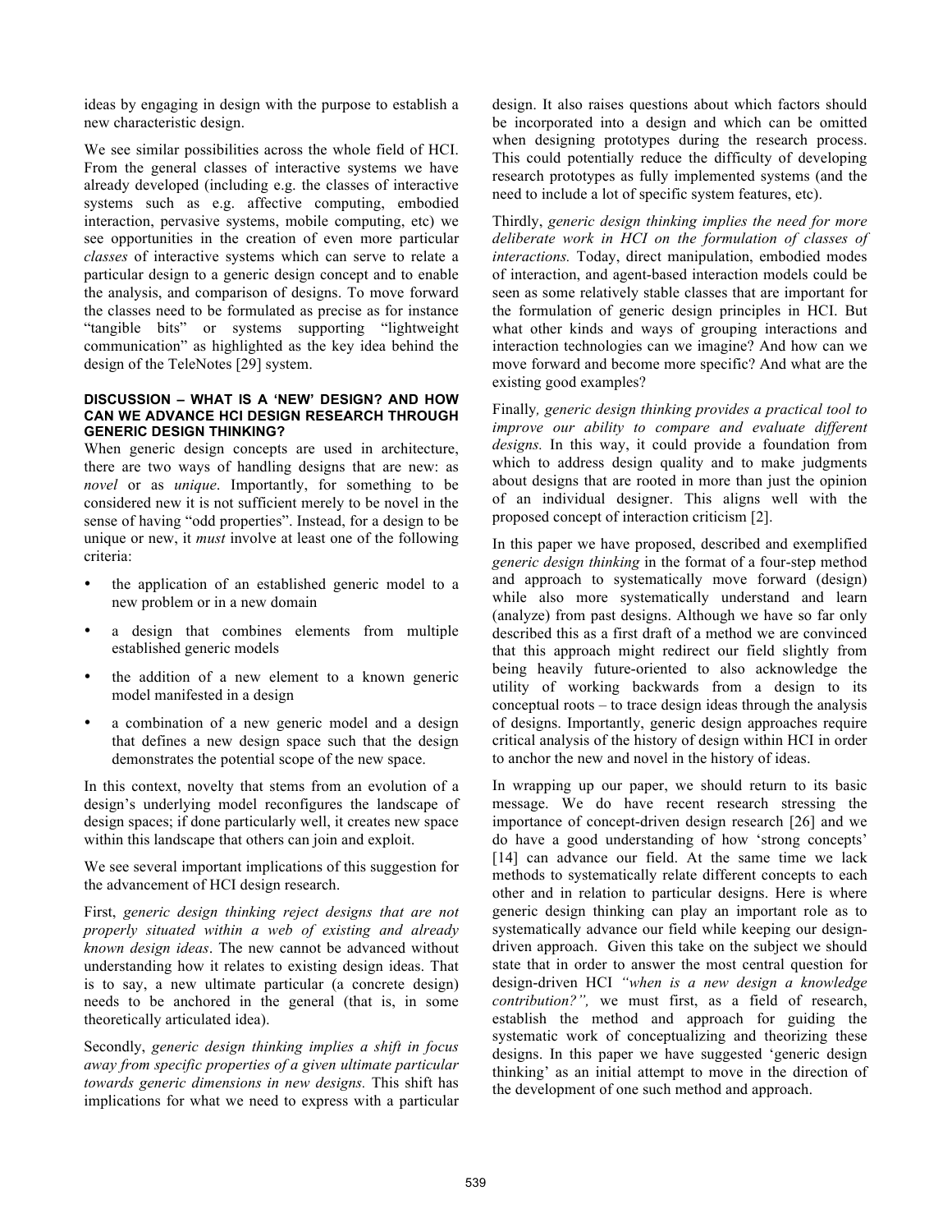ideas by engaging in design with the purpose to establish a new characteristic design.

We see similar possibilities across the whole field of HCI. From the general classes of interactive systems we have already developed (including e.g. the classes of interactive systems such as e.g. affective computing, embodied interaction, pervasive systems, mobile computing, etc) we see opportunities in the creation of even more particular *classes* of interactive systems which can serve to relate a particular design to a generic design concept and to enable the analysis, and comparison of designs. To move forward the classes need to be formulated as precise as for instance "tangible bits" or systems supporting "lightweight communication" as highlighted as the key idea behind the design of the TeleNotes [29] system.

## DISCUSSION – WHAT IS A 'NEW' DESIGN? AND HOW CAN WE ADVANCE HCI DESIGN RESEARCH THROUGH GENERIC DESIGN THINKING?

When generic design concepts are used in architecture, there are two ways of handling designs that are new: as *novel* or as *unique*. Importantly, for something to be considered new it is not sufficient merely to be novel in the sense of having "odd properties". Instead, for a design to be unique or new, it *must* involve at least one of the following criteria:

- the application of an established generic model to a new problem or in a new domain
- a design that combines elements from multiple established generic models
- the addition of a new element to a known generic model manifested in a design
- a combination of a new generic model and a design that defines a new design space such that the design demonstrates the potential scope of the new space.

In this context, novelty that stems from an evolution of a design's underlying model reconfigures the landscape of design spaces; if done particularly well, it creates new space within this landscape that others can join and exploit.

We see several important implications of this suggestion for the advancement of HCI design research.

First, *generic design thinking reject designs that are not properly situated within a web of existing and already known design ideas*. The new cannot be advanced without understanding how it relates to existing design ideas. That is to say, a new ultimate particular (a concrete design) needs to be anchored in the general (that is, in some theoretically articulated idea).

Secondly, *generic design thinking implies a shift in focus away from specific properties of a given ultimate particular towards generic dimensions in new designs.* This shift has implications for what we need to express with a particular design. It also raises questions about which factors should be incorporated into a design and which can be omitted when designing prototypes during the research process. This could potentially reduce the difficulty of developing research prototypes as fully implemented systems (and the need to include a lot of specific system features, etc).

Thirdly, *generic design thinking implies the need for more deliberate work in HCI on the formulation of classes of interactions.* Today, direct manipulation, embodied modes of interaction, and agent-based interaction models could be seen as some relatively stable classes that are important for the formulation of generic design principles in HCI. But what other kinds and ways of grouping interactions and interaction technologies can we imagine? And how can we move forward and become more specific? And what are the existing good examples?

Finally*, generic design thinking provides a practical tool to improve our ability to compare and evaluate different designs.* In this way, it could provide a foundation from which to address design quality and to make judgments about designs that are rooted in more than just the opinion of an individual designer. This aligns well with the proposed concept of interaction criticism [2].

In this paper we have proposed, described and exemplified *generic design thinking* in the format of a four-step method and approach to systematically move forward (design) while also more systematically understand and learn (analyze) from past designs. Although we have so far only described this as a first draft of a method we are convinced that this approach might redirect our field slightly from being heavily future-oriented to also acknowledge the utility of working backwards from a design to its conceptual roots – to trace design ideas through the analysis of designs. Importantly, generic design approaches require critical analysis of the history of design within HCI in order to anchor the new and novel in the history of ideas.

In wrapping up our paper, we should return to its basic message. We do have recent research stressing the importance of concept-driven design research [26] and we do have a good understanding of how 'strong concepts' [14] can advance our field. At the same time we lack methods to systematically relate different concepts to each other and in relation to particular designs. Here is where generic design thinking can play an important role as to systematically advance our field while keeping our design-driven approach. Given this take on the subject we should state that in order to answer the most central question for design-driven HCI *"when is a new design a knowledge contribution?",* we must first, as a field of research, establish the method and approach for guiding the systematic work of conceptualizing and theorizing these designs. In this paper we have suggested 'generic design thinking' as an initial attempt to move in the direction of the development of one such method and approach.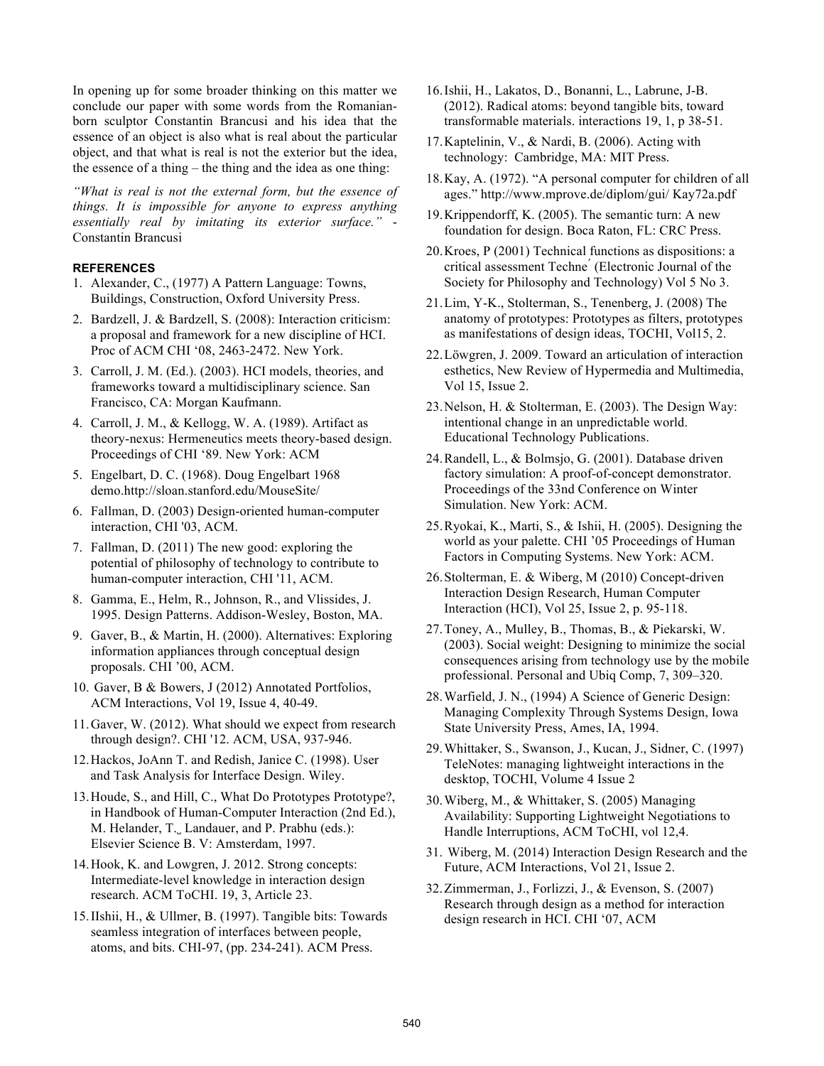In opening up for some broader thinking on this matter we conclude our paper with some words from the Romanian-born sculptor Constantin Brancusi and his idea that the essence of an object is also what is real about the particular object, and that what is real is not the exterior but the idea, the essence of a thing – the thing and the idea as one thing:

*"What is real is not the external form, but the essence of things. It is impossible for anyone to express anything essentially real by imitating its exterior surface."* - Constantin Brancusi

## REFERENCES

1. Alexander, C., (1977) A Pattern Language: Towns, Buildings, Construction, Oxford University Press.
2. Bardzell, J. & Bardzell, S. (2008): Interaction criticism: a proposal and framework for a new discipline of HCI. Proc of ACM CHI '08, 2463-2472. New York.
3. Carroll, J. M. (Ed.). (2003). HCI models, theories, and frameworks toward a multidisciplinary science. San Francisco, CA: Morgan Kaufmann.
4. Carroll, J. M., & Kellogg, W. A. (1989). Artifact as theory-nexus: Hermeneutics meets theory-based design. Proceedings of CHI '89. New York: ACM
5. Engelbart, D. C. (1968). Doug Engelbart 1968 demo.http://sloan.stanford.edu/MouseSite/
6. Fallman, D. (2003) Design-oriented human-computer interaction, CHI '03, ACM.
7. Fallman, D. (2011) The new good: exploring the potential of philosophy of technology to contribute to human-computer interaction, CHI '11, ACM.
8. Gamma, E., Helm, R., Johnson, R., and Vlissides, J. 1995. Design Patterns. Addison-Wesley, Boston, MA.
9. Gaver, B., & Martin, H. (2000). Alternatives: Exploring information appliances through conceptual design proposals. CHI '00, ACM.
10. Gaver, B & Bowers, J (2012) Annotated Portfolios, ACM Interactions, Vol 19, Issue 4, 40-49.
11. Gaver, W. (2012). What should we expect from research through design?. CHI '12. ACM, USA, 937-946.
12. Hackos, JoAnn T. and Redish, Janice C. (1998). User and Task Analysis for Interface Design. Wiley.
13. Houde, S., and Hill, C., What Do Prototypes Prototype?, in Handbook of Human-Computer Interaction (2nd Ed.), M. Helander, T.‿ Landauer, and P. Prabhu (eds.): Elsevier Science B. V: Amsterdam, 1997.
14. Hook, K. and Lowgren, J. 2012. Strong concepts: Intermediate-level knowledge in interaction design research. ACM ToCHI. 19, 3, Article 23.
15. IIshii, H., & Ullmer, B. (1997). Tangible bits: Towards seamless integration of interfaces between people, atoms, and bits. CHI-97, (pp. 234-241). ACM Press.
16. Ishii, H., Lakatos, D., Bonanni, L., Labrune, J-B. (2012). Radical atoms: beyond tangible bits, toward transformable materials. interactions 19, 1, p 38-51.
17. Kaptelinin, V., & Nardi, B. (2006). Acting with technology: Cambridge, MA: MIT Press.
18. Kay, A. (1972). "A personal computer for children of all ages." http://www.mprove.de/diplom/gui/ Kay72a.pdf
19. Krippendorff, K. (2005). The semantic turn: A new foundation for design. Boca Raton, FL: CRC Press.
20. Kroes, P (2001) Technical functions as dispositions: a critical assessment Techne´ (Electronic Journal of the Society for Philosophy and Technology) Vol 5 No 3.
21. Lim, Y-K., Stolterman, S., Tenenberg, J. (2008) The anatomy of prototypes: Prototypes as filters, prototypes as manifestations of design ideas, TOCHI, Vol15, 2.
22. Löwgren, J. 2009. Toward an articulation of interaction esthetics, New Review of Hypermedia and Multimedia, Vol 15, Issue 2.
23. Nelson, H. & Stolterman, E. (2003). The Design Way: intentional change in an unpredictable world. Educational Technology Publications.
24. Randell, L., & Bolmsjo, G. (2001). Database driven factory simulation: A proof-of-concept demonstrator. Proceedings of the 33nd Conference on Winter Simulation. New York: ACM.
25. Ryokai, K., Marti, S., & Ishii, H. (2005). Designing the world as your palette. CHI '05 Proceedings of Human Factors in Computing Systems. New York: ACM.
26. Stolterman, E. & Wiberg, M (2010) Concept-driven Interaction Design Research, Human Computer Interaction (HCI), Vol 25, Issue 2, p. 95-118.
27. Toney, A., Mulley, B., Thomas, B., & Piekarski, W. (2003). Social weight: Designing to minimize the social consequences arising from technology use by the mobile professional. Personal and Ubiq Comp, 7, 309–320.
28. Warfield, J. N., (1994) A Science of Generic Design: Managing Complexity Through Systems Design, Iowa State University Press, Ames, IA, 1994.
29. Whittaker, S., Swanson, J., Kucan, J., Sidner, C. (1997) TeleNotes: managing lightweight interactions in the desktop, TOCHI, Volume 4 Issue 2
30. Wiberg, M., & Whittaker, S. (2005) Managing Availability: Supporting Lightweight Negotiations to Handle Interruptions, ACM ToCHI, vol 12,4.
31. Wiberg, M. (2014) Interaction Design Research and the Future, ACM Interactions, Vol 21, Issue 2.
32. Zimmerman, J., Forlizzi, J., & Evenson, S. (2007) Research through design as a method for interaction design research in HCI. CHI '07, ACM